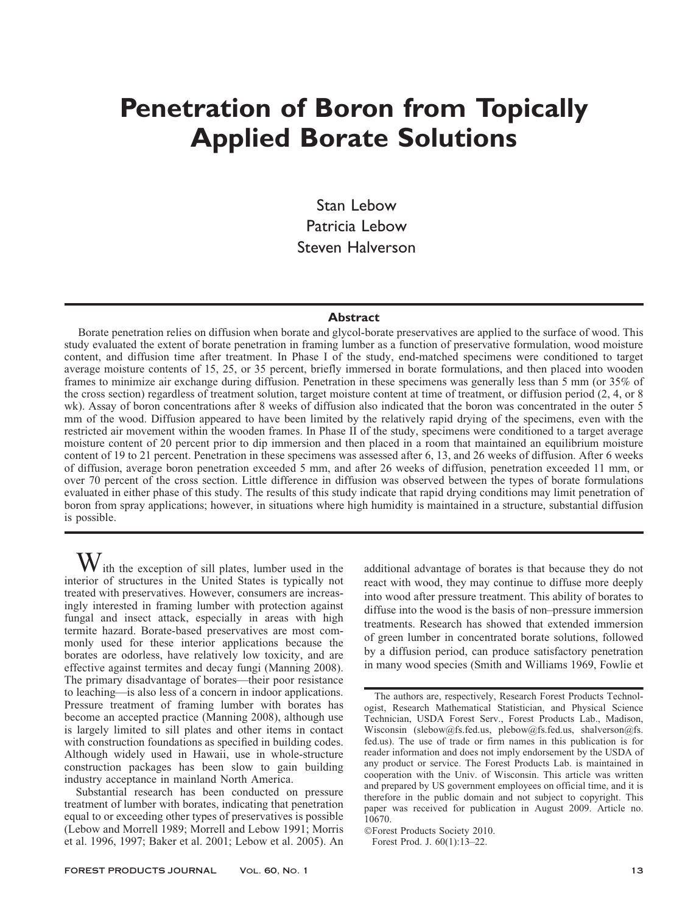# Penetration of Boron from Topically Applied Borate Solutions

Stan Lebow
Patricia Lebow
Steven Halverson

## Abstract

Borate penetration relies on diffusion when borate and glycol-borate preservatives are applied to the surface of wood. This study evaluated the extent of borate penetration in framing lumber as a function of preservative formulation, wood moisture content, and diffusion time after treatment. In Phase I of the study, end-matched specimens were conditioned to target average moisture contents of 15, 25, or 35 percent, briefly immersed in borate formulations, and then placed into wooden frames to minimize air exchange during diffusion. Penetration in these specimens was generally less than 5 mm (or 35% of the cross section) regardless of treatment solution, target moisture content at time of treatment, or diffusion period (2, 4, or 8 wk). Assay of boron concentrations after 8 weeks of diffusion also indicated that the boron was concentrated in the outer 5 mm of the wood. Diffusion appeared to have been limited by the relatively rapid drying of the specimens, even with the restricted air movement within the wooden frames. In Phase II of the study, specimens were conditioned to a target average moisture content of 20 percent prior to dip immersion and then placed in a room that maintained an equilibrium moisture content of 19 to 21 percent. Penetration in these specimens was assessed after 6, 13, and 26 weeks of diffusion. After 6 weeks of diffusion, average boron penetration exceeded 5 mm, and after 26 weeks of diffusion, penetration exceeded 11 mm, or over 70 percent of the cross section. Little difference in diffusion was observed between the types of borate formulations evaluated in either phase of this study. The results of this study indicate that rapid drying conditions may limit penetration of boron from spray applications; however, in situations where high humidity is maintained in a structure, substantial diffusion is possible.

With the exception of sill plates, lumber used in the interior of structures in the United States is typically not treated with preservatives. However, consumers are increasingly interested in framing lumber with protection against fungal and insect attack, especially in areas with high termite hazard. Borate-based preservatives are most commonly used for these interior applications because the borates are odorless, have relatively low toxicity, and are effective against termites and decay fungi (Manning 2008). The primary disadvantage of borates—their poor resistance to leaching—is also less of a concern in indoor applications. Pressure treatment of framing lumber with borates has become an accepted practice (Manning 2008), although use is largely limited to sill plates and other items in contact with construction foundations as specified in building codes. Although widely used in Hawaii, use in whole-structure construction packages has been slow to gain building industry acceptance in mainland North America.

Substantial research has been conducted on pressure treatment of lumber with borates, indicating that penetration equal to or exceeding other types of preservatives is possible (Lebow and Morrell 1989; Morrell and Lebow 1991; Morris et al. 1996, 1997; Baker et al. 2001; Lebow et al. 2005). An additional advantage of borates is that because they do not react with wood, they may continue to diffuse more deeply into wood after pressure treatment. This ability of borates to diffuse into the wood is the basis of non–pressure immersion treatments. Research has showed that extended immersion of green lumber in concentrated borate solutions, followed by a diffusion period, can produce satisfactory penetration in many wood species (Smith and Williams 1969, Fowlie et

The authors are, respectively, Research Forest Products Technologist, Research Mathematical Statistician, and Physical Science Technician, USDA Forest Serv., Forest Products Lab., Madison, Wisconsin (slebow@fs.fed.us, plebow@fs.fed.us, shalverson@fs.fed.us). The use of trade or firm names in this publication is for reader information and does not imply endorsement by the USDA of any product or service. The Forest Products Lab. is maintained in cooperation with the Univ. of Wisconsin. This article was written and prepared by US government employees on official time, and it is therefore in the public domain and not subject to copyright. This paper was received for publication in August 2009. Article no. 10670.

©Forest Products Society 2010.
Forest Prod. J. 60(1):13–22.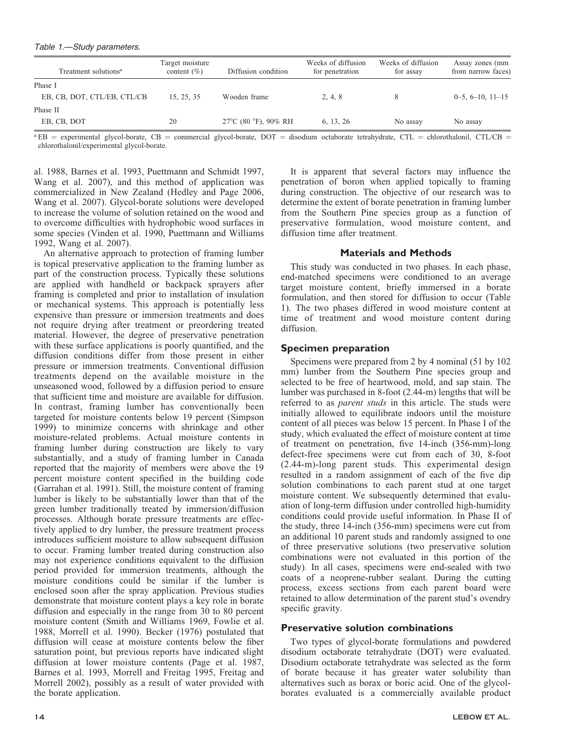Table 1.—Study parameters.

| Treatment solutions[a] | Target moisture content (%) | Diffusion condition | Weeks of diffusion for penetration | Weeks of diffusion for assay | Assay zones (mm from narrow faces) |
|---|---|---|---|---|---|
| Phase I | | | | | |
| EB, CB, DOT, CTL/EB, CTL/CB | 15, 25, 35 | Wooden frame | 2, 4, 8 | 8 | 0–5, 6–10, 11–15 |
| Phase II | | | | | |
| EB, CB, DOT | 20 | 27°C (80 °F), 90% RH | 6, 13, 26 | No assay | No assay |

[a] EB = experimental glycol-borate, CB = commercial glycol-borate, DOT = disodium octaborate tetrahydrate, CTL = chlorothalonil, CTL/CB = chlorothalonil/experimental glycol-borate.

al. 1988, Barnes et al. 1993, Puettmann and Schmidt 1997, Wang et al. 2007), and this method of application was commercialized in New Zealand (Hedley and Page 2006, Wang et al. 2007). Glycol-borate solutions were developed to increase the volume of solution retained on the wood and to overcome difficulties with hydrophobic wood surfaces in some species (Vinden et al. 1990, Puettmann and Williams 1992, Wang et al. 2007).

An alternative approach to protection of framing lumber is topical preservative application to the framing lumber as part of the construction process. Typically these solutions are applied with handheld or backpack sprayers after framing is completed and prior to installation of insulation or mechanical systems. This approach is potentially less expensive than pressure or immersion treatments and does not require drying after treatment or preordering treated material. However, the degree of preservative penetration with these surface applications is poorly quantified, and the diffusion conditions differ from those present in either pressure or immersion treatments. Conventional diffusion treatments depend on the available moisture in the unseasoned wood, followed by a diffusion period to ensure that sufficient time and moisture are available for diffusion. In contrast, framing lumber has conventionally been targeted for moisture contents below 19 percent (Simpson 1999) to minimize concerns with shrinkage and other moisture-related problems. Actual moisture contents in framing lumber during construction are likely to vary substantially, and a study of framing lumber in Canada reported that the majority of members were above the 19 percent moisture content specified in the building code (Garrahan et al. 1991). Still, the moisture content of framing lumber is likely to be substantially lower than that of the green lumber traditionally treated by immersion/diffusion processes. Although borate pressure treatments are effectively applied to dry lumber, the pressure treatment process introduces sufficient moisture to allow subsequent diffusion to occur. Framing lumber treated during construction also may not experience conditions equivalent to the diffusion period provided for immersion treatments, although the moisture conditions could be similar if the lumber is enclosed soon after the spray application. Previous studies demonstrate that moisture content plays a key role in borate diffusion and especially in the range from 30 to 80 percent moisture content (Smith and Williams 1969, Fowlie et al. 1988, Morrell et al. 1990). Becker (1976) postulated that diffusion will cease at moisture contents below the fiber saturation point, but previous reports have indicated slight diffusion at lower moisture contents (Page et al. 1987, Barnes et al. 1993, Morrell and Freitag 1995, Freitag and Morrell 2002), possibly as a result of water provided with the borate application.

It is apparent that several factors may influence the penetration of boron when applied topically to framing during construction. The objective of our research was to determine the extent of borate penetration in framing lumber from the Southern Pine species group as a function of preservative formulation, wood moisture content, and diffusion time after treatment.

## Materials and Methods

This study was conducted in two phases. In each phase, end-matched specimens were conditioned to an average target moisture content, briefly immersed in a borate formulation, and then stored for diffusion to occur (Table 1). The two phases differed in wood moisture content at time of treatment and wood moisture content during diffusion.

### Specimen preparation

Specimens were prepared from 2 by 4 nominal (51 by 102 mm) lumber from the Southern Pine species group and selected to be free of heartwood, mold, and sap stain. The lumber was purchased in 8-foot (2.44-m) lengths that will be referred to as *parent studs* in this article. The studs were initially allowed to equilibrate indoors until the moisture content of all pieces was below 15 percent. In Phase I of the study, which evaluated the effect of moisture content at time of treatment on penetration, five 14-inch (356-mm)-long defect-free specimens were cut from each of 30, 8-foot (2.44-m)-long parent studs. This experimental design resulted in a random assignment of each of the five dip solution combinations to each parent stud at one target moisture content. We subsequently determined that evaluation of long-term diffusion under controlled high-humidity conditions could provide useful information. In Phase II of the study, three 14-inch (356-mm) specimens were cut from an additional 10 parent studs and randomly assigned to one of three preservative solutions (two preservative solution combinations were not evaluated in this portion of the study). In all cases, specimens were end-sealed with two coats of a neoprene-rubber sealant. During the cutting process, excess sections from each parent board were retained to allow determination of the parent stud's ovendry specific gravity.

### Preservative solution combinations

Two types of glycol-borate formulations and powdered disodium octaborate tetrahydrate (DOT) were evaluated. Disodium octaborate tetrahydrate was selected as the form of borate because it has greater water solubility than alternatives such as borax or boric acid. One of the glycol-borates evaluated is a commercially available product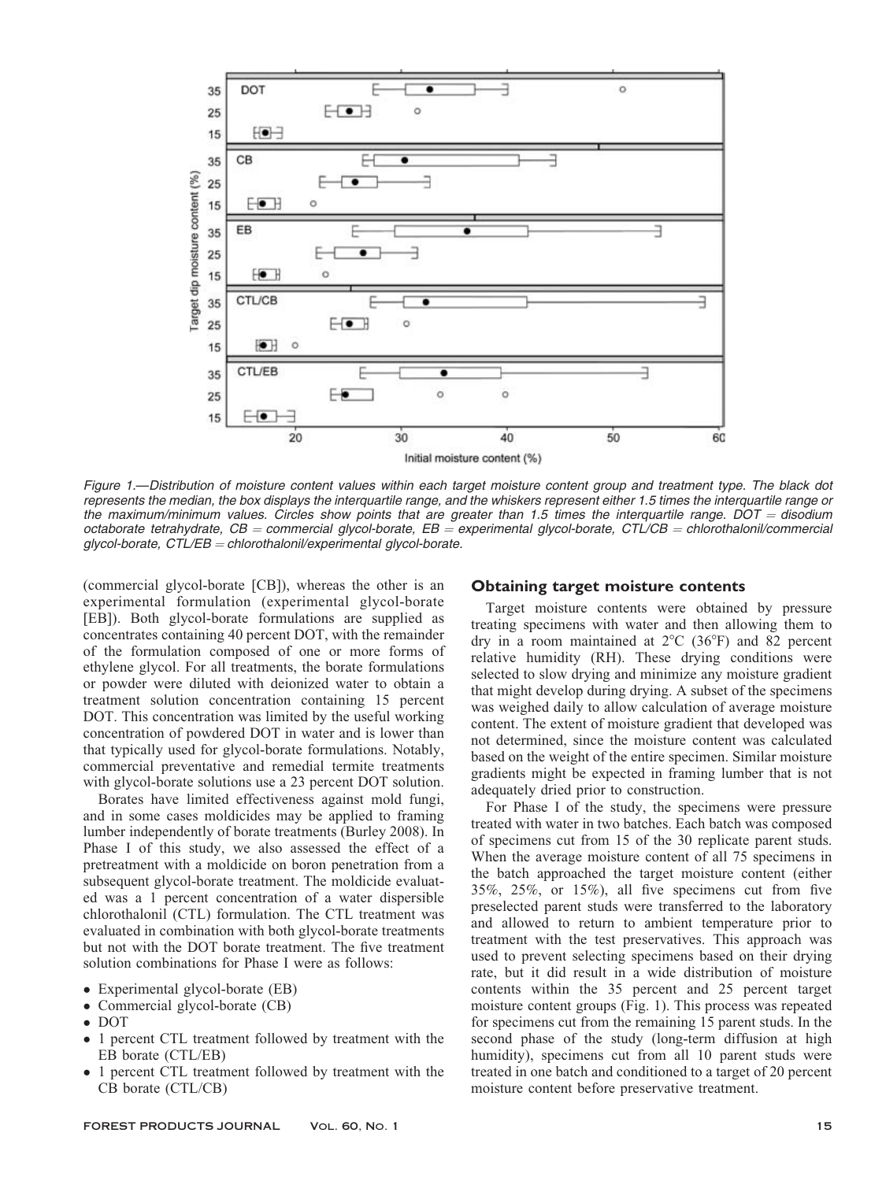Figure 1.—Distribution of moisture content values within each target moisture content group and treatment type. The black dot represents the median, the box displays the interquartile range, and the whiskers represent either 1.5 times the interquartile range or the maximum/minimum values. Circles show points that are greater than 1.5 times the interquartile range. DOT = disodium octaborate tetrahydrate, CB = commercial glycol-borate, EB = experimental glycol-borate, CTL/CB = chlorothalonil/commercial glycol-borate, CTL/EB = chlorothalonil/experimental glycol-borate.

(commercial glycol-borate [CB]), whereas the other is an experimental formulation (experimental glycol-borate [EB]). Both glycol-borate formulations are supplied as concentrates containing 40 percent DOT, with the remainder of the formulation composed of one or more forms of ethylene glycol. For all treatments, the borate formulations or powder were diluted with deionized water to obtain a treatment solution concentration containing 15 percent DOT. This concentration was limited by the useful working concentration of powdered DOT in water and is lower than that typically used for glycol-borate formulations. Notably, commercial preventative and remedial termite treatments with glycol-borate solutions use a 23 percent DOT solution.

Borates have limited effectiveness against mold fungi, and in some cases moldicides may be applied to framing lumber independently of borate treatments (Burley 2008). In Phase I of this study, we also assessed the effect of a pretreatment with a moldicide on boron penetration from a subsequent glycol-borate treatment. The moldicide evaluated was a 1 percent concentration of a water dispersible chlorothalonil (CTL) formulation. The CTL treatment was evaluated in combination with both glycol-borate treatments but not with the DOT borate treatment. The five treatment solution combinations for Phase I were as follows:

- Experimental glycol-borate (EB)
- Commercial glycol-borate (CB)
- DOT
- 1 percent CTL treatment followed by treatment with the EB borate (CTL/EB)
- 1 percent CTL treatment followed by treatment with the CB borate (CTL/CB)

## Obtaining target moisture contents

Target moisture contents were obtained by pressure treating specimens with water and then allowing them to dry in a room maintained at 2°C (36°F) and 82 percent relative humidity (RH). These drying conditions were selected to slow drying and minimize any moisture gradient that might develop during drying. A subset of the specimens was weighed daily to allow calculation of average moisture content. The extent of moisture gradient that developed was not determined, since the moisture content was calculated based on the weight of the entire specimen. Similar moisture gradients might be expected in framing lumber that is not adequately dried prior to construction.

For Phase I of the study, the specimens were pressure treated with water in two batches. Each batch was composed of specimens cut from 15 of the 30 replicate parent studs. When the average moisture content of all 75 specimens in the batch approached the target moisture content (either 35%, 25%, or 15%), all five specimens cut from five preselected parent studs were transferred to the laboratory and allowed to return to ambient temperature prior to treatment with the test preservatives. This approach was used to prevent selecting specimens based on their drying rate, but it did result in a wide distribution of moisture contents within the 35 percent and 25 percent target moisture content groups (Fig. 1). This process was repeated for specimens cut from the remaining 15 parent studs. In the second phase of the study (long-term diffusion at high humidity), specimens cut from all 10 parent studs were treated in one batch and conditioned to a target of 20 percent moisture content before preservative treatment.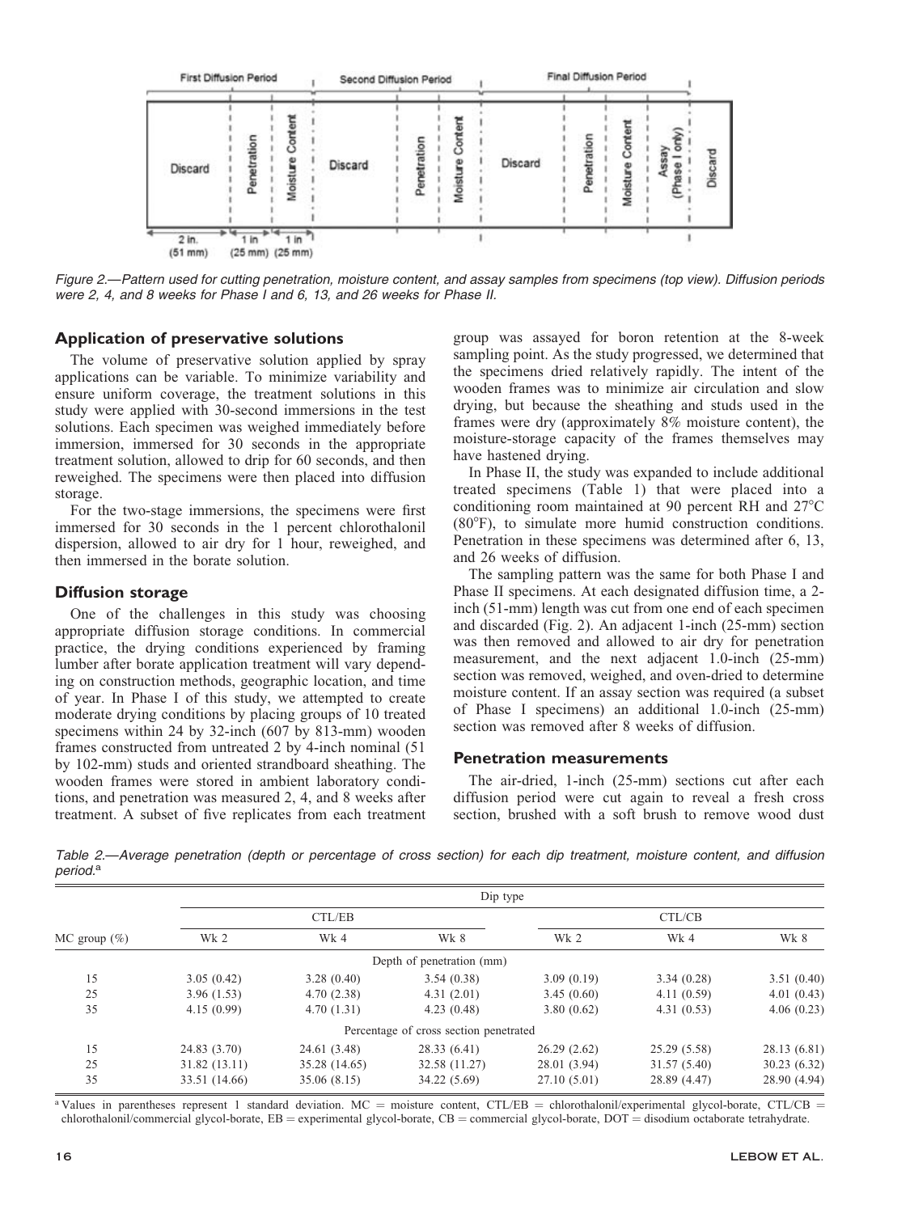Figure 2.—Pattern used for cutting penetration, moisture content, and assay samples from specimens (top view). Diffusion periods were 2, 4, and 8 weeks for Phase I and 6, 13, and 26 weeks for Phase II.

## Application of preservative solutions

The volume of preservative solution applied by spray applications can be variable. To minimize variability and ensure uniform coverage, the treatment solutions in this study were applied with 30-second immersions in the test solutions. Each specimen was weighed immediately before immersion, immersed for 30 seconds in the appropriate treatment solution, allowed to drip for 60 seconds, and then reweighed. The specimens were then placed into diffusion storage.

For the two-stage immersions, the specimens were first immersed for 30 seconds in the 1 percent chlorothalonil dispersion, allowed to air dry for 1 hour, reweighed, and then immersed in the borate solution.

## Diffusion storage

One of the challenges in this study was choosing appropriate diffusion storage conditions. In commercial practice, the drying conditions experienced by framing lumber after borate application treatment will vary depending on construction methods, geographic location, and time of year. In Phase I of this study, we attempted to create moderate drying conditions by placing groups of 10 treated specimens within 24 by 32-inch (607 by 813-mm) wooden frames constructed from untreated 2 by 4-inch nominal (51 by 102-mm) studs and oriented strandboard sheathing. The wooden frames were stored in ambient laboratory conditions, and penetration was measured 2, 4, and 8 weeks after treatment. A subset of five replicates from each treatment group was assayed for boron retention at the 8-week sampling point. As the study progressed, we determined that the specimens dried relatively rapidly. The intent of the wooden frames was to minimize air circulation and slow drying, but because the sheathing and studs used in the frames were dry (approximately 8% moisture content), the moisture-storage capacity of the frames themselves may have hastened drying.

In Phase II, the study was expanded to include additional treated specimens (Table 1) that were placed into a conditioning room maintained at 90 percent RH and 27°C (80°F), to simulate more humid construction conditions. Penetration in these specimens was determined after 6, 13, and 26 weeks of diffusion.

The sampling pattern was the same for both Phase I and Phase II specimens. At each designated diffusion time, a 2-inch (51-mm) length was cut from one end of each specimen and discarded (Fig. 2). An adjacent 1-inch (25-mm) section was then removed and allowed to air dry for penetration measurement, and the next adjacent 1.0-inch (25-mm) section was removed, weighed, and oven-dried to determine moisture content. If an assay section was required (a subset of Phase I specimens) an additional 1.0-inch (25-mm) section was removed after 8 weeks of diffusion.

## Penetration measurements

The air-dried, 1-inch (25-mm) sections cut after each diffusion period were cut again to reveal a fresh cross section, brushed with a soft brush to remove wood dust

Table 2.—Average penetration (depth or percentage of cross section) for each dip treatment, moisture content, and diffusion period.[a]

| | Dip type | | | | | |
|---|---|---|---|---|---|---|
| | CTL/EB | | | CTL/CB | | |
| MC group (%) | Wk 2 | Wk 4 | Wk 8 | Wk 2 | Wk 4 | Wk 8 |
| | Depth of penetration (mm) | | | | | |
| 15 | 3.05 (0.42) | 3.28 (0.40) | 3.54 (0.38) | 3.09 (0.19) | 3.34 (0.28) | 3.51 (0.40) |
| 25 | 3.96 (1.53) | 4.70 (2.38) | 4.31 (2.01) | 3.45 (0.60) | 4.11 (0.59) | 4.01 (0.43) |
| 35 | 4.15 (0.99) | 4.70 (1.31) | 4.23 (0.48) | 3.80 (0.62) | 4.31 (0.53) | 4.06 (0.23) |
| | Percentage of cross section penetrated | | | | | |
| 15 | 24.83 (3.70) | 24.61 (3.48) | 28.33 (6.41) | 26.29 (2.62) | 25.29 (5.58) | 28.13 (6.81) |
| 25 | 31.82 (13.11) | 35.28 (14.65) | 32.58 (11.27) | 28.01 (3.94) | 31.57 (5.40) | 30.23 (6.32) |
| 35 | 33.51 (14.66) | 35.06 (8.15) | 34.22 (5.69) | 27.10 (5.01) | 28.89 (4.47) | 28.90 (4.94) |

[a] Values in parentheses represent 1 standard deviation. MC = moisture content, CTL/EB = chlorothalonil/experimental glycol-borate, CTL/CB = chlorothalonil/commercial glycol-borate, EB = experimental glycol-borate, CB = commercial glycol-borate, DOT = disodium octaborate tetrahydrate.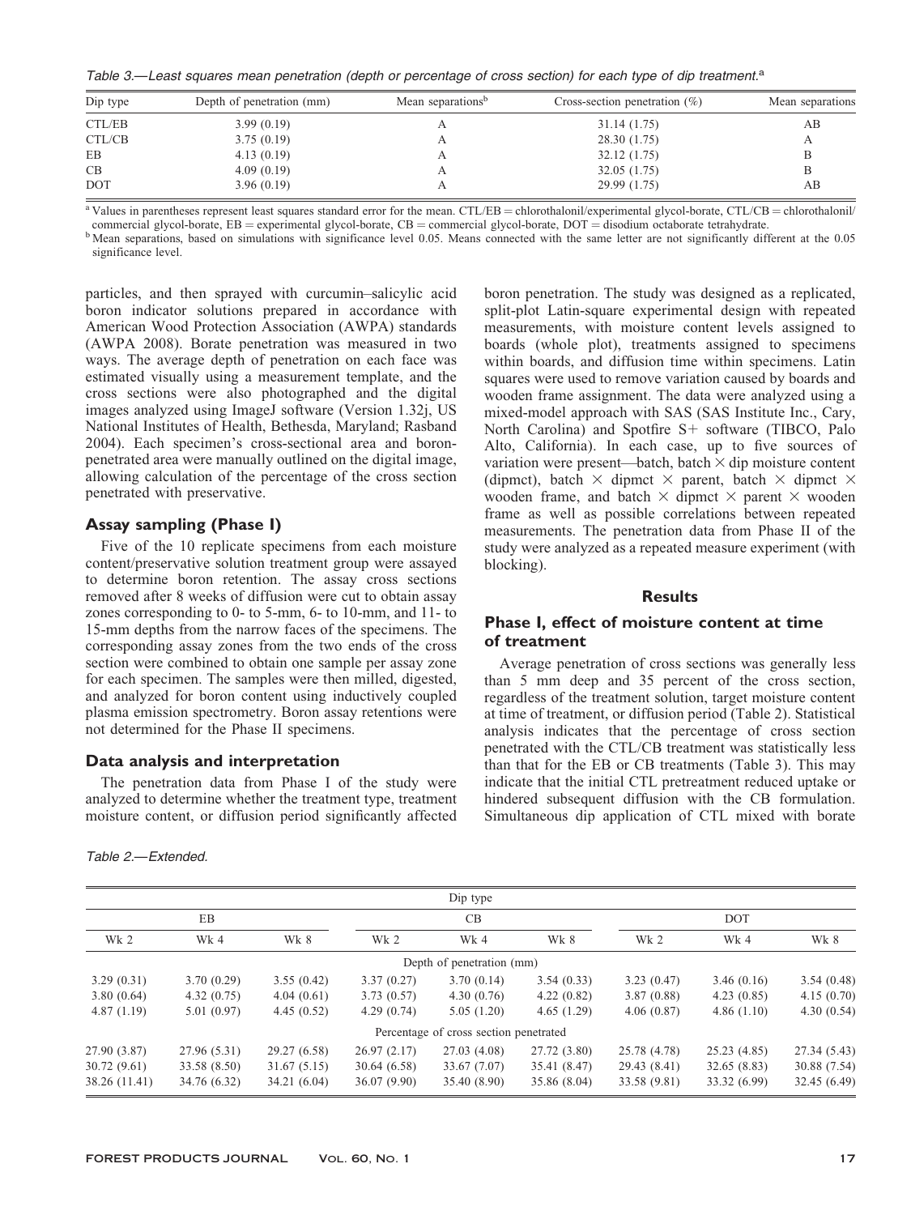Table 3.—Least squares mean penetration (depth or percentage of cross section) for each type of dip treatment.[a]

| Dip type | Depth of penetration (mm) | Mean separations[b] | Cross-section penetration (%) | Mean separations |
|---|---|---|---|---|
| CTL/EB | 3.99 (0.19) | A | 31.14 (1.75) | AB |
| CTL/CB | 3.75 (0.19) | A | 28.30 (1.75) | A |
| EB | 4.13 (0.19) | A | 32.12 (1.75) | B |
| CB | 4.09 (0.19) | A | 32.05 (1.75) | B |
| DOT | 3.96 (0.19) | A | 29.99 (1.75) | AB |

[a] Values in parentheses represent least squares standard error for the mean. CTL/EB = chlorothalonil/experimental glycol-borate, CTL/CB = chlorothalonil/commercial glycol-borate, EB = experimental glycol-borate, CB = commercial glycol-borate, DOT = disodium octaborate tetrahydrate.

[b] Mean separations, based on simulations with significance level 0.05. Means connected with the same letter are not significantly different at the 0.05 significance level.

particles, and then sprayed with curcumin–salicylic acid boron indicator solutions prepared in accordance with American Wood Protection Association (AWPA) standards (AWPA 2008). Borate penetration was measured in two ways. The average depth of penetration on each face was estimated visually using a measurement template, and the cross sections were also photographed and the digital images analyzed using ImageJ software (Version 1.32j, US National Institutes of Health, Bethesda, Maryland; Rasband 2004). Each specimen's cross-sectional area and boron-penetrated area were manually outlined on the digital image, allowing calculation of the percentage of the cross section penetrated with preservative.

## Assay sampling (Phase I)

Five of the 10 replicate specimens from each moisture content/preservative solution treatment group were assayed to determine boron retention. The assay cross sections removed after 8 weeks of diffusion were cut to obtain assay zones corresponding to 0- to 5-mm, 6- to 10-mm, and 11- to 15-mm depths from the narrow faces of the specimens. The corresponding assay zones from the two ends of the cross section were combined to obtain one sample per assay zone for each specimen. The samples were then milled, digested, and analyzed for boron content using inductively coupled plasma emission spectrometry. Boron assay retentions were not determined for the Phase II specimens.

## Data analysis and interpretation

The penetration data from Phase I of the study were analyzed to determine whether the treatment type, treatment moisture content, or diffusion period significantly affected boron penetration. The study was designed as a replicated, split-plot Latin-square experimental design with repeated measurements, with moisture content levels assigned to boards (whole plot), treatments assigned to specimens within boards, and diffusion time within specimens. Latin squares were used to remove variation caused by boards and wooden frame assignment. The data were analyzed using a mixed-model approach with SAS (SAS Institute Inc., Cary, North Carolina) and Spotfire S+ software (TIBCO, Palo Alto, California). In each case, up to five sources of variation were present—batch, batch $\times$ dip moisture content (dipmct), batch $\times$ dipmct $\times$ parent, batch $\times$ dipmct $\times$ wooden frame, and batch $\times$ dipmct $\times$ parent $\times$ wooden frame as well as possible correlations between repeated measurements. The penetration data from Phase II of the study were analyzed as a repeated measure experiment (with blocking).

# Results

## Phase I, effect of moisture content at time of treatment

Average penetration of cross sections was generally less than 5 mm deep and 35 percent of the cross section, regardless of the treatment solution, target moisture content at time of treatment, or diffusion period (Table 2). Statistical analysis indicates that the percentage of cross section penetrated with the CTL/CB treatment was statistically less than that for the EB or CB treatments (Table 3). This may indicate that the initial CTL pretreatment reduced uptake or hindered subsequent diffusion with the CB formulation. Simultaneous dip application of CTL mixed with borate

Table 2.—Extended.

| EB | | | CB | | | DOT | | |
|---|---|---|---|---|---|---|---|---|
| Wk 2 | Wk 4 | Wk 8 | Wk 2 | Wk 4 | Wk 8 | Wk 2 | Wk 4 | Wk 8 |
| Depth of penetration (mm) | | | | | | | | |
| 3.29 (0.31) | 3.70 (0.29) | 3.55 (0.42) | 3.37 (0.27) | 3.70 (0.14) | 3.54 (0.33) | 3.23 (0.47) | 3.46 (0.16) | 3.54 (0.48) |
| 3.80 (0.64) | 4.32 (0.75) | 4.04 (0.61) | 3.73 (0.57) | 4.30 (0.76) | 4.22 (0.82) | 3.87 (0.88) | 4.23 (0.85) | 4.15 (0.70) |
| 4.87 (1.19) | 5.01 (0.97) | 4.45 (0.52) | 4.29 (0.74) | 5.05 (1.20) | 4.65 (1.29) | 4.06 (0.87) | 4.86 (1.10) | 4.30 (0.54) |
| Percentage of cross section penetrated | | | | | | | | |
| 27.90 (3.87) | 27.96 (5.31) | 29.27 (6.58) | 26.97 (2.17) | 27.03 (4.08) | 27.72 (3.80) | 25.78 (4.78) | 25.23 (4.85) | 27.34 (5.43) |
| 30.72 (9.61) | 33.58 (8.50) | 31.67 (5.15) | 30.64 (6.58) | 33.67 (7.07) | 35.41 (8.47) | 29.43 (8.41) | 32.65 (8.83) | 30.88 (7.54) |
| 38.26 (11.41) | 34.76 (6.32) | 34.21 (6.04) | 36.07 (9.90) | 35.40 (8.90) | 35.86 (8.04) | 33.58 (9.81) | 33.32 (6.99) | 32.45 (6.49) |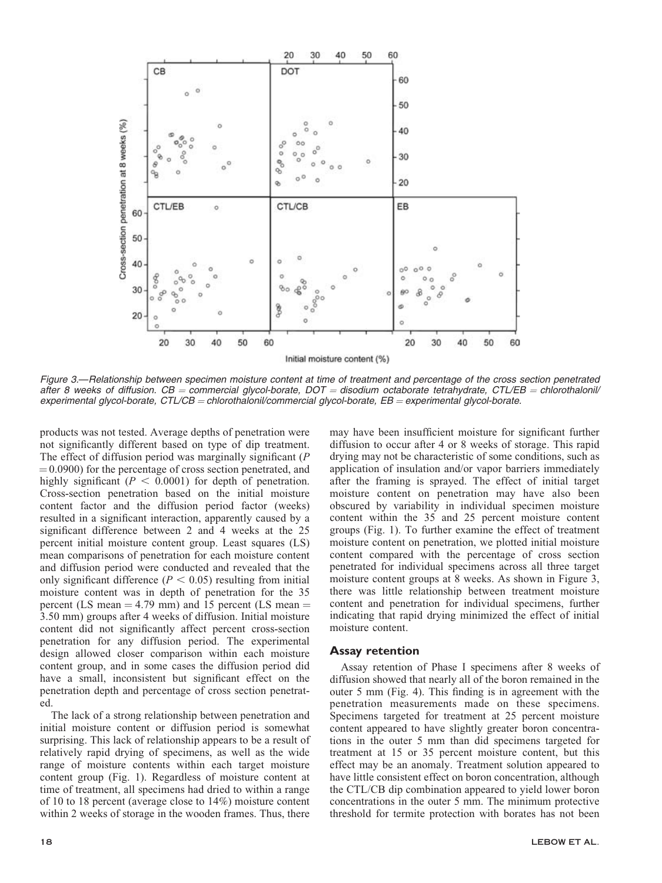Figure 3.—Relationship between specimen moisture content at time of treatment and percentage of the cross section penetrated after 8 weeks of diffusion. CB = commercial glycol-borate, DOT = disodium octaborate tetrahydrate, CTL/EB = chlorothalonil/experimental glycol-borate, CTL/CB = chlorothalonil/commercial glycol-borate, EB = experimental glycol-borate.

products was not tested. Average depths of penetration were not significantly different based on type of dip treatment. The effect of diffusion period was marginally significant ($P = 0.0900$) for the percentage of cross section penetrated, and highly significant ($P < 0.0001$) for depth of penetration. Cross-section penetration based on the initial moisture content factor and the diffusion period factor (weeks) resulted in a significant interaction, apparently caused by a significant difference between 2 and 4 weeks at the 25 percent initial moisture content group. Least squares (LS) mean comparisons of penetration for each moisture content and diffusion period were conducted and revealed that the only significant difference ($P < 0.05$) resulting from initial moisture content was in depth of penetration for the 35 percent (LS mean = 4.79 mm) and 15 percent (LS mean = 3.50 mm) groups after 4 weeks of diffusion. Initial moisture content did not significantly affect percent cross-section penetration for any diffusion period. The experimental design allowed closer comparison within each moisture content group, and in some cases the diffusion period did have a small, inconsistent but significant effect on the penetration depth and percentage of cross section penetrated.

The lack of a strong relationship between penetration and initial moisture content or diffusion period is somewhat surprising. This lack of relationship appears to be a result of relatively rapid drying of specimens, as well as the wide range of moisture contents within each target moisture content group (Fig. 1). Regardless of moisture content at time of treatment, all specimens had dried to within a range of 10 to 18 percent (average close to 14%) moisture content within 2 weeks of storage in the wooden frames. Thus, there may have been insufficient moisture for significant further diffusion to occur after 4 or 8 weeks of storage. This rapid drying may not be characteristic of some conditions, such as application of insulation and/or vapor barriers immediately after the framing is sprayed. The effect of initial target moisture content on penetration may have also been obscured by variability in individual specimen moisture content within the 35 and 25 percent moisture content groups (Fig. 1). To further examine the effect of treatment moisture content on penetration, we plotted initial moisture content compared with the percentage of cross section penetrated for individual specimens across all three target moisture content groups at 8 weeks. As shown in Figure 3, there was little relationship between treatment moisture content and penetration for individual specimens, further indicating that rapid drying minimized the effect of initial moisture content.

## Assay retention

Assay retention of Phase I specimens after 8 weeks of diffusion showed that nearly all of the boron remained in the outer 5 mm (Fig. 4). This finding is in agreement with the penetration measurements made on these specimens. Specimens targeted for treatment at 25 percent moisture content appeared to have slightly greater boron concentrations in the outer 5 mm than did specimens targeted for treatment at 15 or 35 percent moisture content, but this effect may be an anomaly. Treatment solution appeared to have little consistent effect on boron concentration, although the CTL/CB dip combination appeared to yield lower boron concentrations in the outer 5 mm. The minimum protective threshold for termite protection with borates has not been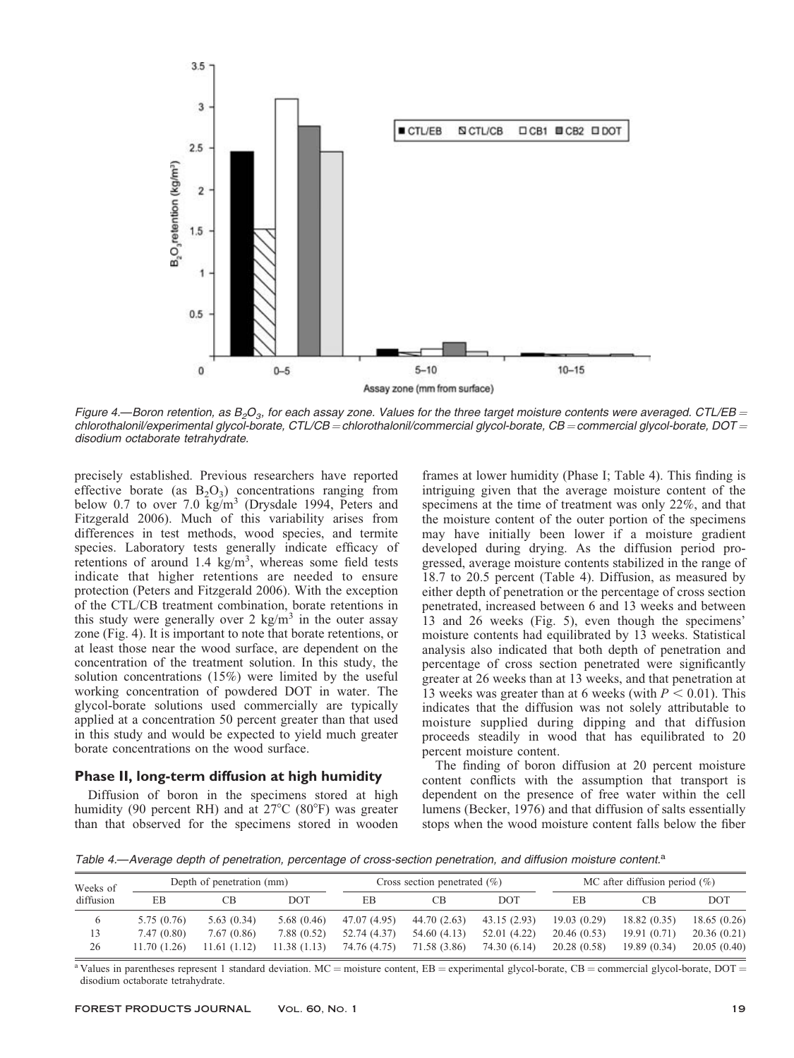Figure 4.—Boron retention, as $B_2O_3$, for each assay zone. Values for the three target moisture contents were averaged. CTL/EB = chlorothalonil/experimental glycol-borate, CTL/CB = chlorothalonil/commercial glycol-borate, CB = commercial glycol-borate, DOT = disodium octaborate tetrahydrate.

precisely established. Previous researchers have reported effective borate (as $B_2O_3$) concentrations ranging from below 0.7 to over 7.0 kg/m$^3$ (Drysdale 1994, Peters and Fitzgerald 2006). Much of this variability arises from differences in test methods, wood species, and termite species. Laboratory tests generally indicate efficacy of retentions of around 1.4 kg/m$^3$, whereas some field tests indicate that higher retentions are needed to ensure protection (Peters and Fitzgerald 2006). With the exception of the CTL/CB treatment combination, borate retentions in this study were generally over 2 kg/m$^3$ in the outer assay zone (Fig. 4). It is important to note that borate retentions, or at least those near the wood surface, are dependent on the concentration of the treatment solution. In this study, the solution concentrations (15%) were limited by the useful working concentration of powdered DOT in water. The glycol-borate solutions used commercially are typically applied at a concentration 50 percent greater than that used in this study and would be expected to yield much greater borate concentrations on the wood surface.

## Phase II, long-term diffusion at high humidity

Diffusion of boron in the specimens stored at high humidity (90 percent RH) and at 27°C (80°F) was greater than that observed for the specimens stored in wooden frames at lower humidity (Phase I; Table 4). This finding is intriguing given that the average moisture content of the specimens at the time of treatment was only 22%, and that the moisture content of the outer portion of the specimens may have initially been lower if a moisture gradient developed during drying. As the diffusion period progressed, average moisture contents stabilized in the range of 18.7 to 20.5 percent (Table 4). Diffusion, as measured by either depth of penetration or the percentage of cross section penetrated, increased between 6 and 13 weeks and between 13 and 26 weeks (Fig. 5), even though the specimens' moisture contents had equilibrated by 13 weeks. Statistical analysis also indicated that both depth of penetration and percentage of cross section penetrated were significantly greater at 26 weeks than at 13 weeks, and that penetration at 13 weeks was greater than at 6 weeks (with $P < 0.01$). This indicates that the diffusion was not solely attributable to moisture supplied during dipping and that diffusion proceeds steadily in wood that has equilibrated to 20 percent moisture content.

The finding of boron diffusion at 20 percent moisture content conflicts with the assumption that transport is dependent on the presence of free water within the cell lumens (Becker, 1976) and that diffusion of salts essentially stops when the wood moisture content falls below the fiber

Table 4.—Average depth of penetration, percentage of cross-section penetration, and diffusion moisture content.[a]

| Weeks of diffusion | Depth of penetration (mm) | | | Cross section penetrated (%) | | | MC after diffusion period (%) | | |
|---|---|---|---|---|---|---|---|---|---|
| | EB | CB | DOT | EB | CB | DOT | EB | CB | DOT |
| 6 | 5.75 (0.76) | 5.63 (0.34) | 5.68 (0.46) | 47.07 (4.95) | 44.70 (2.63) | 43.15 (2.93) | 19.03 (0.29) | 18.82 (0.35) | 18.65 (0.26) |
| 13 | 7.47 (0.80) | 7.67 (0.86) | 7.88 (0.52) | 52.74 (4.37) | 54.60 (4.13) | 52.01 (4.22) | 20.46 (0.53) | 19.91 (0.71) | 20.36 (0.21) |
| 26 | 11.70 (1.26) | 11.61 (1.12) | 11.38 (1.13) | 74.76 (4.75) | 71.58 (3.86) | 74.30 (6.14) | 20.28 (0.58) | 19.89 (0.34) | 20.05 (0.40) |

[a] Values in parentheses represent 1 standard deviation. MC = moisture content, EB = experimental glycol-borate, CB = commercial glycol-borate, DOT = disodium octaborate tetrahydrate.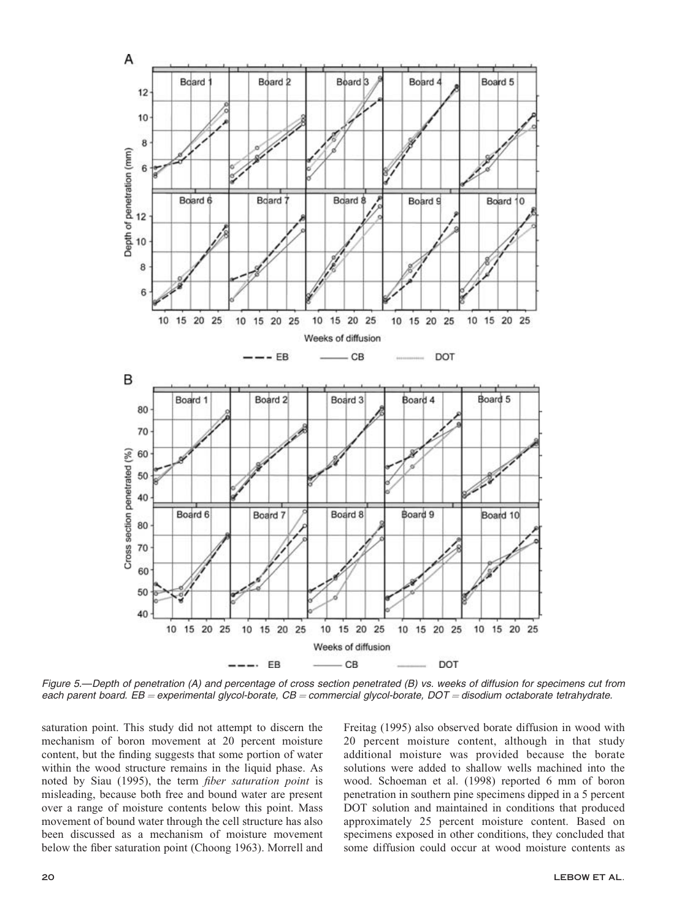Figure 5.—Depth of penetration (A) and percentage of cross section penetrated (B) vs. weeks of diffusion for specimens cut from each parent board. EB = experimental glycol-borate, CB = commercial glycol-borate, DOT = disodium octaborate tetrahydrate.

saturation point. This study did not attempt to discern the mechanism of boron movement at 20 percent moisture content, but the finding suggests that some portion of water within the wood structure remains in the liquid phase. As noted by Siau (1995), the term *fiber saturation point* is misleading, because both free and bound water are present over a range of moisture contents below this point. Mass movement of bound water through the cell structure has also been discussed as a mechanism of moisture movement below the fiber saturation point (Choong 1963). Morrell and Freitag (1995) also observed borate diffusion in wood with 20 percent moisture content, although in that study additional moisture was provided because the borate solutions were added to shallow wells machined into the wood. Schoeman et al. (1998) reported 6 mm of boron penetration in southern pine specimens dipped in a 5 percent DOT solution and maintained in conditions that produced approximately 25 percent moisture content. Based on specimens exposed in other conditions, they concluded that some diffusion could occur at wood moisture contents as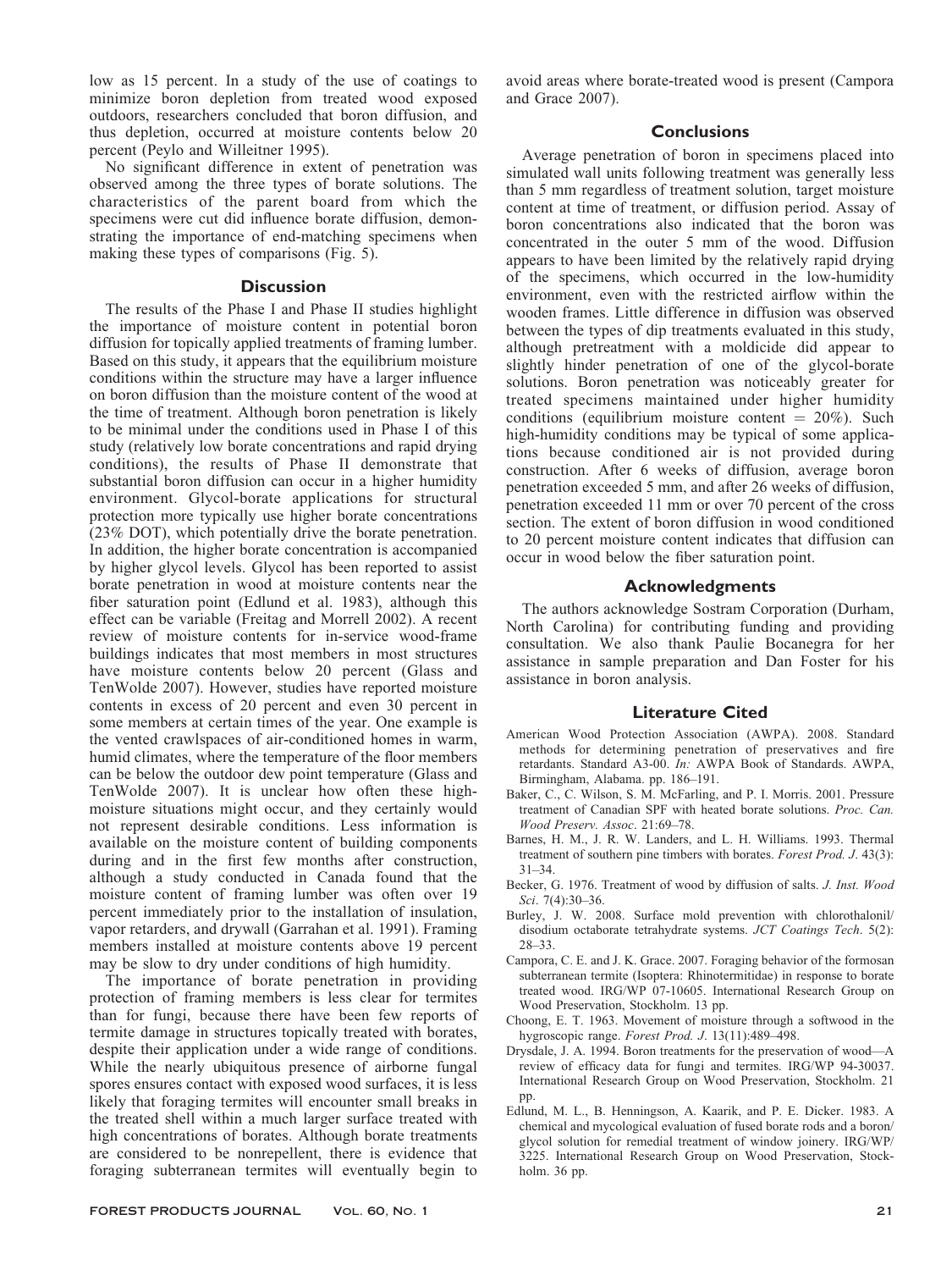low as 15 percent. In a study of the use of coatings to minimize boron depletion from treated wood exposed outdoors, researchers concluded that boron diffusion, and thus depletion, occurred at moisture contents below 20 percent (Peylo and Willeitner 1995).

No significant difference in extent of penetration was observed among the three types of borate solutions. The characteristics of the parent board from which the specimens were cut did influence borate diffusion, demonstrating the importance of end-matching specimens when making these types of comparisons (Fig. 5).

## Discussion

The results of the Phase I and Phase II studies highlight the importance of moisture content in potential boron diffusion for topically applied treatments of framing lumber. Based on this study, it appears that the equilibrium moisture conditions within the structure may have a larger influence on boron diffusion than the moisture content of the wood at the time of treatment. Although boron penetration is likely to be minimal under the conditions used in Phase I of this study (relatively low borate concentrations and rapid drying conditions), the results of Phase II demonstrate that substantial boron diffusion can occur in a higher humidity environment. Glycol-borate applications for structural protection more typically use higher borate concentrations (23% DOT), which potentially drive the borate penetration. In addition, the higher borate concentration is accompanied by higher glycol levels. Glycol has been reported to assist borate penetration in wood at moisture contents near the fiber saturation point (Edlund et al. 1983), although this effect can be variable (Freitag and Morrell 2002). A recent review of moisture contents for in-service wood-frame buildings indicates that most members in most structures have moisture contents below 20 percent (Glass and TenWolde 2007). However, studies have reported moisture contents in excess of 20 percent and even 30 percent in some members at certain times of the year. One example is the vented crawlspaces of air-conditioned homes in warm, humid climates, where the temperature of the floor members can be below the outdoor dew point temperature (Glass and TenWolde 2007). It is unclear how often these high-moisture situations might occur, and they certainly would not represent desirable conditions. Less information is available on the moisture content of building components during and in the first few months after construction, although a study conducted in Canada found that the moisture content of framing lumber was often over 19 percent immediately prior to the installation of insulation, vapor retarders, and drywall (Garrahan et al. 1991). Framing members installed at moisture contents above 19 percent may be slow to dry under conditions of high humidity.

The importance of borate penetration in providing protection of framing members is less clear for termites than for fungi, because there have been few reports of termite damage in structures topically treated with borates, despite their application under a wide range of conditions. While the nearly ubiquitous presence of airborne fungal spores ensures contact with exposed wood surfaces, it is less likely that foraging termites will encounter small breaks in the treated shell within a much larger surface treated with high concentrations of borates. Although borate treatments are considered to be nonrepellent, there is evidence that foraging subterranean termites will eventually begin to avoid areas where borate-treated wood is present (Campora and Grace 2007).

## Conclusions

Average penetration of boron in specimens placed into simulated wall units following treatment was generally less than 5 mm regardless of treatment solution, target moisture content at time of treatment, or diffusion period. Assay of boron concentrations also indicated that the boron was concentrated in the outer 5 mm of the wood. Diffusion appears to have been limited by the relatively rapid drying of the specimens, which occurred in the low-humidity environment, even with the restricted airflow within the wooden frames. Little difference in diffusion was observed between the types of dip treatments evaluated in this study, although pretreatment with a moldicide did appear to slightly hinder penetration of one of the glycol-borate solutions. Boron penetration was noticeably greater for treated specimens maintained under higher humidity conditions (equilibrium moisture content = 20%). Such high-humidity conditions may be typical of some applications because conditioned air is not provided during construction. After 6 weeks of diffusion, average boron penetration exceeded 5 mm, and after 26 weeks of diffusion, penetration exceeded 11 mm or over 70 percent of the cross section. The extent of boron diffusion in wood conditioned to 20 percent moisture content indicates that diffusion can occur in wood below the fiber saturation point.

## Acknowledgments

The authors acknowledge Sostram Corporation (Durham, North Carolina) for contributing funding and providing consultation. We also thank Paulie Bocanegra for her assistance in sample preparation and Dan Foster for his assistance in boron analysis.

## Literature Cited

American Wood Protection Association (AWPA). 2008. Standard methods for determining penetration of preservatives and fire retardants. Standard A3-00. *In:* AWPA Book of Standards. AWPA, Birmingham, Alabama. pp. 186–191.

Baker, C., C. Wilson, S. M. McFarling, and P. I. Morris. 2001. Pressure treatment of Canadian SPF with heated borate solutions. *Proc. Can. Wood Preserv. Assoc*. 21:69–78.

Barnes, H. M., J. R. W. Landers, and L. H. Williams. 1993. Thermal treatment of southern pine timbers with borates. *Forest Prod. J*. 43(3): 31–34.

Becker, G. 1976. Treatment of wood by diffusion of salts. *J. Inst. Wood Sci*. 7(4):30–36.

Burley, J. W. 2008. Surface mold prevention with chlorothalonil/disodium octaborate tetrahydrate systems. *JCT Coatings Tech*. 5(2): 28–33.

Campora, C. E. and J. K. Grace. 2007. Foraging behavior of the formosan subterranean termite (Isoptera: Rhinotermitidae) in response to borate treated wood. IRG/WP 07-10605. International Research Group on Wood Preservation, Stockholm. 13 pp.

Choong, E. T. 1963. Movement of moisture through a softwood in the hygroscopic range. *Forest Prod. J*. 13(11):489–498.

Drysdale, J. A. 1994. Boron treatments for the preservation of wood—A review of efficacy data for fungi and termites. IRG/WP 94-30037. International Research Group on Wood Preservation, Stockholm. 21 pp.

Edlund, M. L., B. Henningson, A. Kaarik, and P. E. Dicker. 1983. A chemical and mycological evaluation of fused borate rods and a boron/glycol solution for remedial treatment of window joinery. IRG/WP/3225. International Research Group on Wood Preservation, Stockholm. 36 pp.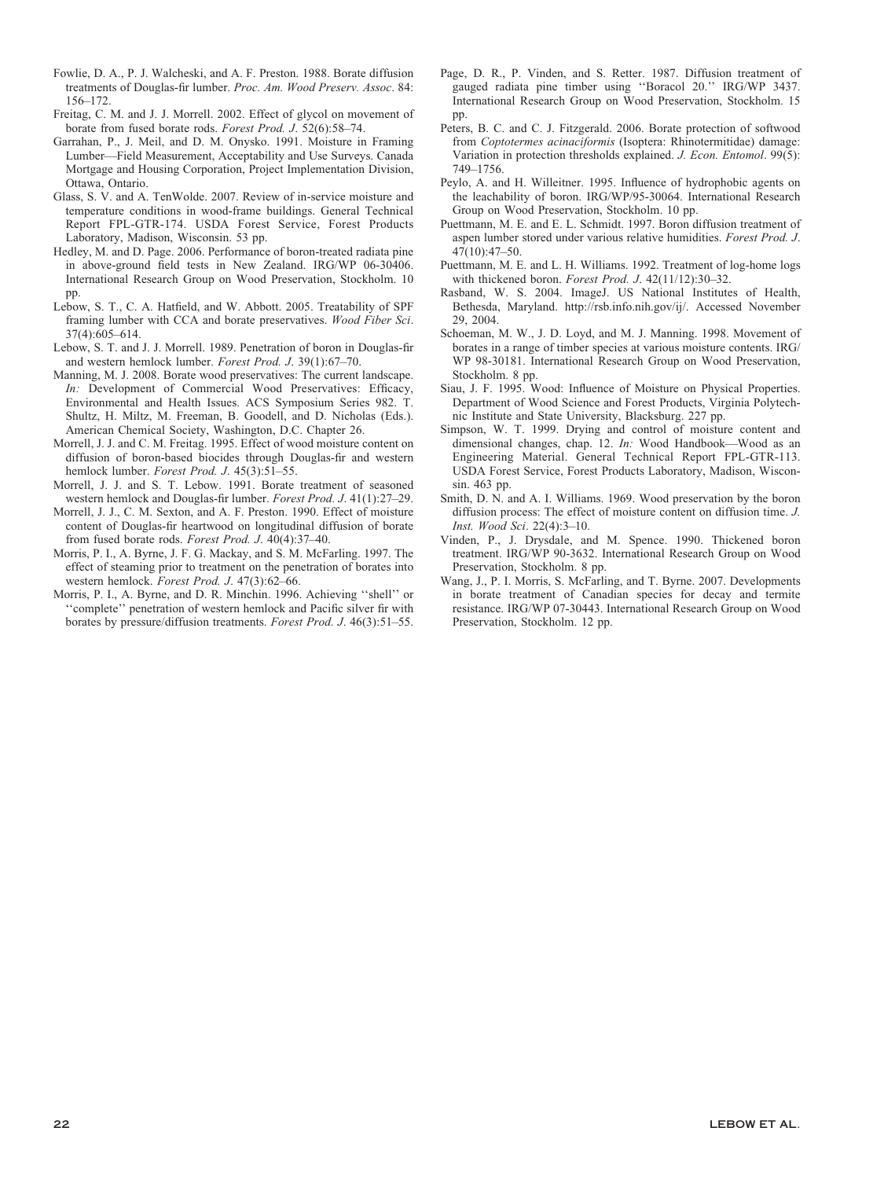Fowlie, D. A., P. J. Walcheski, and A. F. Preston. 1988. Borate diffusion treatments of Douglas-fir lumber. *Proc. Am. Wood Preserv. Assoc*. 84: 156–172.

Freitag, C. M. and J. J. Morrell. 2002. Effect of glycol on movement of borate from fused borate rods. *Forest Prod. J*. 52(6):58–74.

Garrahan, P., J. Meil, and D. M. Onysko. 1991. Moisture in Framing Lumber—Field Measurement, Acceptability and Use Surveys. Canada Mortgage and Housing Corporation, Project Implementation Division, Ottawa, Ontario.

Glass, S. V. and A. TenWolde. 2007. Review of in-service moisture and temperature conditions in wood-frame buildings. General Technical Report FPL-GTR-174. USDA Forest Service, Forest Products Laboratory, Madison, Wisconsin. 53 pp.

Hedley, M. and D. Page. 2006. Performance of boron-treated radiata pine in above-ground field tests in New Zealand. IRG/WP 06-30406. International Research Group on Wood Preservation, Stockholm. 10 pp.

Lebow, S. T., C. A. Hatfield, and W. Abbott. 2005. Treatability of SPF framing lumber with CCA and borate preservatives. *Wood Fiber Sci*. 37(4):605–614.

Lebow, S. T. and J. J. Morrell. 1989. Penetration of boron in Douglas-fir and western hemlock lumber. *Forest Prod. J*. 39(1):67–70.

Manning, M. J. 2008. Borate wood preservatives: The current landscape. *In:* Development of Commercial Wood Preservatives: Efficacy, Environmental and Health Issues. ACS Symposium Series 982. T. Shultz, H. Miltz, M. Freeman, B. Goodell, and D. Nicholas (Eds.). American Chemical Society, Washington, D.C. Chapter 26.

Morrell, J. J. and C. M. Freitag. 1995. Effect of wood moisture content on diffusion of boron-based biocides through Douglas-fir and western hemlock lumber. *Forest Prod. J*. 45(3):51–55.

Morrell, J. J. and S. T. Lebow. 1991. Borate treatment of seasoned western hemlock and Douglas-fir lumber. *Forest Prod. J*. 41(1):27–29.

Morrell, J. J., C. M. Sexton, and A. F. Preston. 1990. Effect of moisture content of Douglas-fir heartwood on longitudinal diffusion of borate from fused borate rods. *Forest Prod. J*. 40(4):37–40.

Morris, P. I., A. Byrne, J. F. G. Mackay, and S. M. McFarling. 1997. The effect of steaming prior to treatment on the penetration of borates into western hemlock. *Forest Prod. J*. 47(3):62–66.

Morris, P. I., A. Byrne, and D. R. Minchin. 1996. Achieving ''shell'' or ''complete'' penetration of western hemlock and Pacific silver fir with borates by pressure/diffusion treatments. *Forest Prod. J*. 46(3):51–55.

Page, D. R., P. Vinden, and S. Retter. 1987. Diffusion treatment of gauged radiata pine timber using ''Boracol 20.'' IRG/WP 3437. International Research Group on Wood Preservation, Stockholm. 15 pp.

Peters, B. C. and C. J. Fitzgerald. 2006. Borate protection of softwood from *Coptotermes acinaciformis* (Isoptera: Rhinotermitidae) damage: Variation in protection thresholds explained. *J. Econ. Entomol*. 99(5): 749–1756.

Peylo, A. and H. Willeitner. 1995. Influence of hydrophobic agents on the leachability of boron. IRG/WP/95-30064. International Research Group on Wood Preservation, Stockholm. 10 pp.

Puettmann, M. E. and E. L. Schmidt. 1997. Boron diffusion treatment of aspen lumber stored under various relative humidities. *Forest Prod. J*. 47(10):47–50.

Puettmann, M. E. and L. H. Williams. 1992. Treatment of log-home logs with thickened boron. *Forest Prod. J*. 42(11/12):30–32.

Rasband, W. S. 2004. ImageJ. US National Institutes of Health, Bethesda, Maryland. http://rsb.info.nih.gov/ij/. Accessed November 29, 2004.

Schoeman, M. W., J. D. Loyd, and M. J. Manning. 1998. Movement of borates in a range of timber species at various moisture contents. IRG/WP 98-30181. International Research Group on Wood Preservation, Stockholm. 8 pp.

Siau, J. F. 1995. Wood: Influence of Moisture on Physical Properties. Department of Wood Science and Forest Products, Virginia Polytechnic Institute and State University, Blacksburg. 227 pp.

Simpson, W. T. 1999. Drying and control of moisture content and dimensional changes, chap. 12. *In:* Wood Handbook—Wood as an Engineering Material. General Technical Report FPL-GTR-113. USDA Forest Service, Forest Products Laboratory, Madison, Wisconsin. 463 pp.

Smith, D. N. and A. I. Williams. 1969. Wood preservation by the boron diffusion process: The effect of moisture content on diffusion time. *J. Inst. Wood Sci*. 22(4):3–10.

Vinden, P., J. Drysdale, and M. Spence. 1990. Thickened boron treatment. IRG/WP 90-3632. International Research Group on Wood Preservation, Stockholm. 8 pp.

Wang, J., P. I. Morris, S. McFarling, and T. Byrne. 2007. Developments in borate treatment of Canadian species for decay and termite resistance. IRG/WP 07-30443. International Research Group on Wood Preservation, Stockholm. 12 pp.